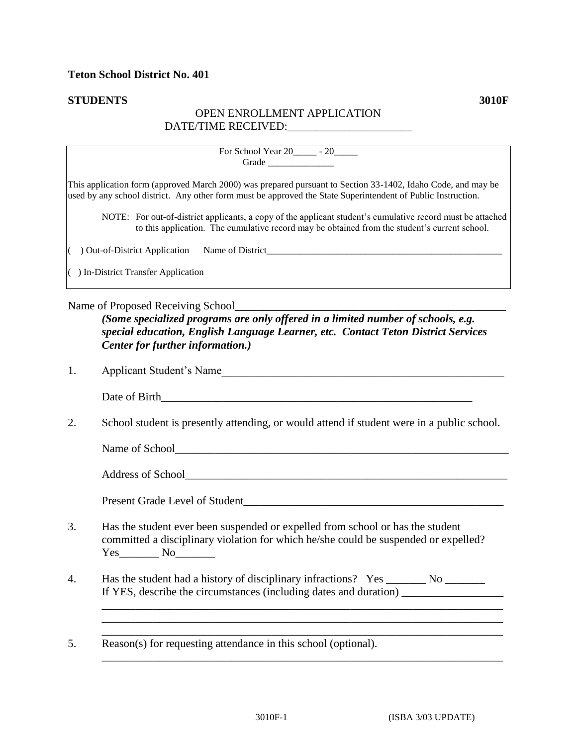**Teton School District No. 401**

**STUDENTS** **3010F**

OPEN ENROLLMENT APPLICATION

DATE/TIME RECEIVED:______________________

For School Year 20_____ - 20_____

Grade ______________

This application form (approved March 2000) was prepared pursuant to Section 33-1402, Idaho Code, and may be used by any school district. Any other form must be approved the State Superintendent of Public Instruction.

NOTE: For out-of-district applicants, a copy of the applicant student's cumulative record must be attached to this application. The cumulative record may be obtained from the student's current school.

( ) Out-of-District Application Name of District_____________________________________________________

( ) In-District Transfer Application

Name of Proposed Receiving School________________________________________________

***(Some specialized programs are only offered in a limited number of schools, e.g. special education, English Language Learner, etc. Contact Teton District Services Center for further information.)***

1. Applicant Student's Name____________________________________________________

   Date of Birth________________________________________________________

2. School student is presently attending, or would attend if student were in a public school.

   Name of School____________________________________________________________

   Address of School__________________________________________________________

   Present Grade Level of Student______________________________________________

3. Has the student ever been suspended or expelled from school or has the student committed a disciplinary violation for which he/she could be suspended or expelled? Yes_______ No_______

4. Has the student had a history of disciplinary infractions? Yes _______ No _______
   If YES, describe the circumstances (including dates and duration) __________________
   ________________________________________________________________________
   ________________________________________________________________________
   ________________________________________________________________________

5. Reason(s) for requesting attendance in this school (optional).
   ________________________________________________________________________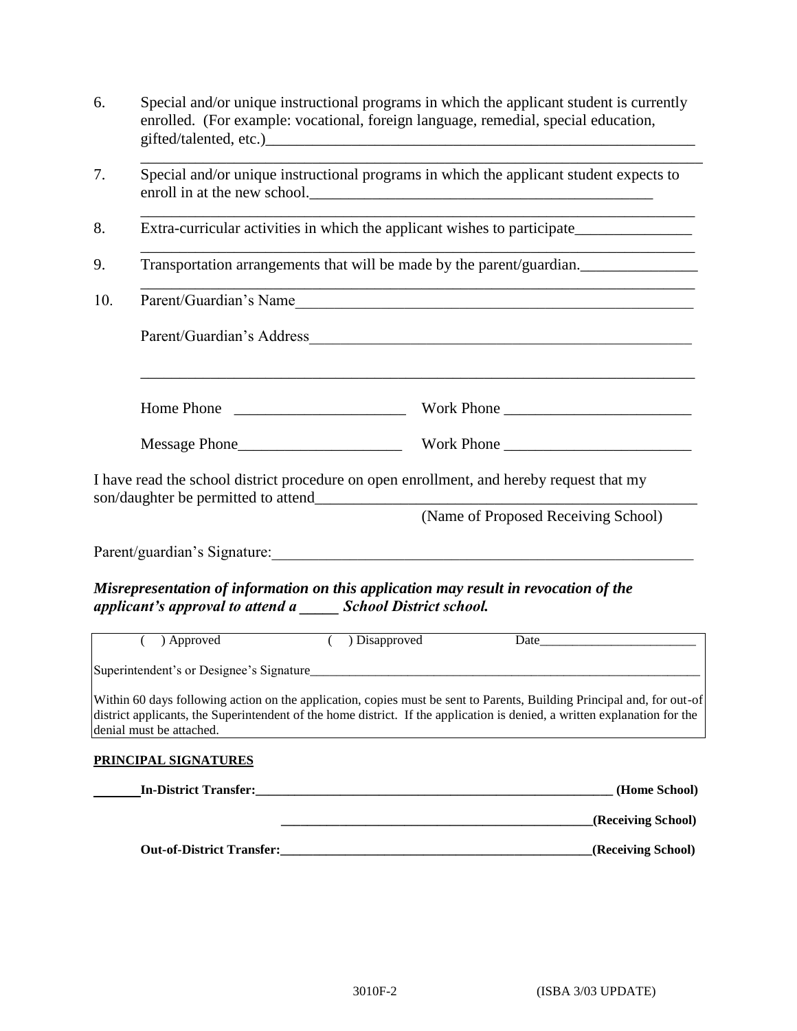6. Special and/or unique instructional programs in which the applicant student is currently enrolled. (For example: vocational, foreign language, remedial, special education, gifted/talented, etc.)____________________________________________________________
____________________________________________________________________________

7. Special and/or unique instructional programs in which the applicant student expects to enroll in at the new school.______________________________________________
____________________________________________________________________________

8. Extra-curricular activities in which the applicant wishes to participate_______________
____________________________________________________________________________

9. Transportation arrangements that will be made by the parent/guardian._______________
____________________________________________________________________________

10. Parent/Guardian's Name_____________________________________________________

    Parent/Guardian's Address___________________________________________________

    ____________________________________________________________________________

    Home Phone ______________________ Work Phone ________________________

    Message Phone_____________________ Work Phone ________________________

I have read the school district procedure on open enrollment, and hereby request that my son/daughter be permitted to attend_____________________________________________________
(Name of Proposed Receiving School)

Parent/guardian's Signature:_________________________________________________________

***Misrepresentation of information on this application may result in revocation of the applicant's approval to attend a _____ School District school.***

| | | |
|---|---|---|
| ( ) Approved | ( ) Disapproved | Date________________________ |
| Superintendent's or Designee's Signature_____________________________________________ | | |
| Within 60 days following action on the application, copies must be sent to Parents, Building Principal and, for out-of district applicants, the Superintendent of the home district. If the application is denied, a written explanation for the denial must be attached. | | |

**PRINCIPAL SIGNATURES**

_______**In-District Transfer:**_______________________________________________________ **(Home School)**

_______________________________________________ **(Receiving School)**

**Out-of-District Transfer:**_______________________________________________ **(Receiving School)**

3010F-2 (ISBA 3/03 UPDATE)